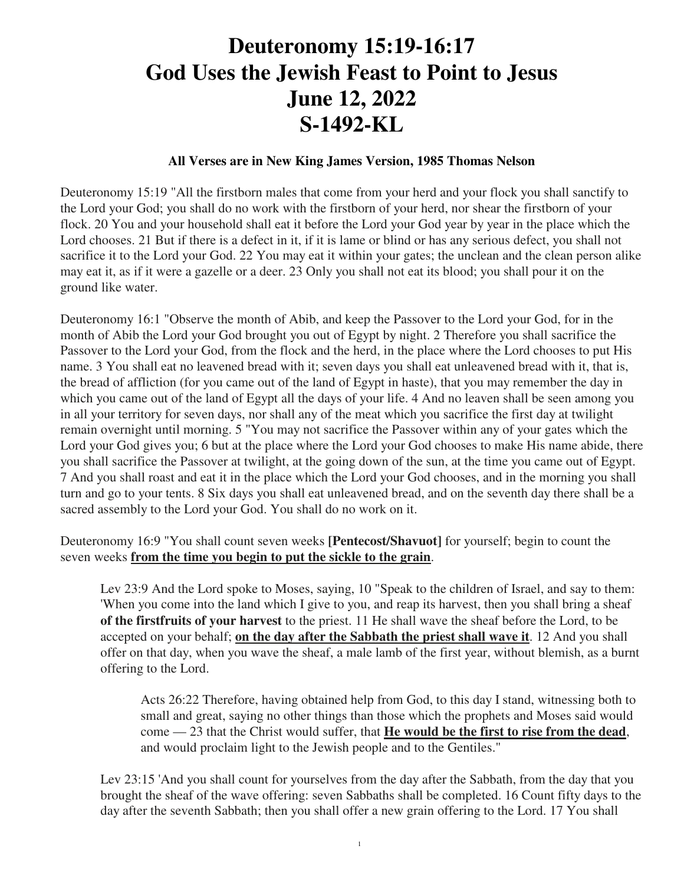# Deuteronomy 15:19-16:17
# God Uses the Jewish Feast to Point to Jesus
# June 12, 2022
# S-1492-KL

**All Verses are in New King James Version, 1985 Thomas Nelson**

Deuteronomy 15:19 "All the firstborn males that come from your herd and your flock you shall sanctify to the Lord your God; you shall do no work with the firstborn of your herd, nor shear the firstborn of your flock. 20 You and your household shall eat it before the Lord your God year by year in the place which the Lord chooses. 21 But if there is a defect in it, if it is lame or blind or has any serious defect, you shall not sacrifice it to the Lord your God. 22 You may eat it within your gates; the unclean and the clean person alike may eat it, as if it were a gazelle or a deer. 23 Only you shall not eat its blood; you shall pour it on the ground like water.

Deuteronomy 16:1 "Observe the month of Abib, and keep the Passover to the Lord your God, for in the month of Abib the Lord your God brought you out of Egypt by night. 2 Therefore you shall sacrifice the Passover to the Lord your God, from the flock and the herd, in the place where the Lord chooses to put His name. 3 You shall eat no leavened bread with it; seven days you shall eat unleavened bread with it, that is, the bread of affliction (for you came out of the land of Egypt in haste), that you may remember the day in which you came out of the land of Egypt all the days of your life. 4 And no leaven shall be seen among you in all your territory for seven days, nor shall any of the meat which you sacrifice the first day at twilight remain overnight until morning. 5 "You may not sacrifice the Passover within any of your gates which the Lord your God gives you; 6 but at the place where the Lord your God chooses to make His name abide, there you shall sacrifice the Passover at twilight, at the going down of the sun, at the time you came out of Egypt. 7 And you shall roast and eat it in the place which the Lord your God chooses, and in the morning you shall turn and go to your tents. 8 Six days you shall eat unleavened bread, and on the seventh day there shall be a sacred assembly to the Lord your God. You shall do no work on it.

Deuteronomy 16:9 "You shall count seven weeks **[Pentecost/Shavuot]** for yourself; begin to count the seven weeks **<u>from the time you begin to put the sickle to the grain</u>**.

> Lev 23:9 And the Lord spoke to Moses, saying, 10 "Speak to the children of Israel, and say to them: 'When you come into the land which I give to you, and reap its harvest, then you shall bring a sheaf **of the firstfruits of your harvest** to the priest. 11 He shall wave the sheaf before the Lord, to be accepted on your behalf; **<u>on the day after the Sabbath the priest shall wave it</u>**. 12 And you shall offer on that day, when you wave the sheaf, a male lamb of the first year, without blemish, as a burnt offering to the Lord.
>
>> Acts 26:22 Therefore, having obtained help from God, to this day I stand, witnessing both to small and great, saying no other things than those which the prophets and Moses said would come — 23 that the Christ would suffer, that **<u>He would be the first to rise from the dead</u>**, and would proclaim light to the Jewish people and to the Gentiles."
>
> Lev 23:15 'And you shall count for yourselves from the day after the Sabbath, from the day that you brought the sheaf of the wave offering: seven Sabbaths shall be completed. 16 Count fifty days to the day after the seventh Sabbath; then you shall offer a new grain offering to the Lord. 17 You shall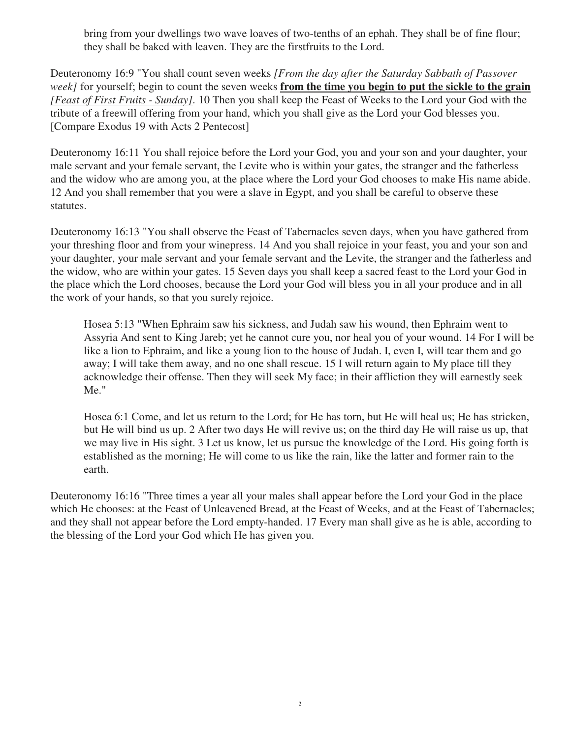> bring from your dwellings two wave loaves of two-tenths of an ephah. They shall be of fine flour; they shall be baked with leaven. They are the firstfruits to the Lord.

Deuteronomy 16:9 "You shall count seven weeks *[From the day after the Saturday Sabbath of Passover week]* for yourself; begin to count the seven weeks **from the time you begin to put the sickle to the grain** *[Feast of First Fruits - Sunday]*. 10 Then you shall keep the Feast of Weeks to the Lord your God with the tribute of a freewill offering from your hand, which you shall give as the Lord your God blesses you. [Compare Exodus 19 with Acts 2 Pentecost]

Deuteronomy 16:11 You shall rejoice before the Lord your God, you and your son and your daughter, your male servant and your female servant, the Levite who is within your gates, the stranger and the fatherless and the widow who are among you, at the place where the Lord your God chooses to make His name abide. 12 And you shall remember that you were a slave in Egypt, and you shall be careful to observe these statutes.

Deuteronomy 16:13 "You shall observe the Feast of Tabernacles seven days, when you have gathered from your threshing floor and from your winepress. 14 And you shall rejoice in your feast, you and your son and your daughter, your male servant and your female servant and the Levite, the stranger and the fatherless and the widow, who are within your gates. 15 Seven days you shall keep a sacred feast to the Lord your God in the place which the Lord chooses, because the Lord your God will bless you in all your produce and in all the work of your hands, so that you surely rejoice.

> Hosea 5:13 "When Ephraim saw his sickness, and Judah saw his wound, then Ephraim went to Assyria And sent to King Jareb; yet he cannot cure you, nor heal you of your wound. 14 For I will be like a lion to Ephraim, and like a young lion to the house of Judah. I, even I, will tear them and go away; I will take them away, and no one shall rescue. 15 I will return again to My place till they acknowledge their offense. Then they will seek My face; in their affliction they will earnestly seek Me."
>
> Hosea 6:1 Come, and let us return to the Lord; for He has torn, but He will heal us; He has stricken, but He will bind us up. 2 After two days He will revive us; on the third day He will raise us up, that we may live in His sight. 3 Let us know, let us pursue the knowledge of the Lord. His going forth is established as the morning; He will come to us like the rain, like the latter and former rain to the earth.

Deuteronomy 16:16 "Three times a year all your males shall appear before the Lord your God in the place which He chooses: at the Feast of Unleavened Bread, at the Feast of Weeks, and at the Feast of Tabernacles; and they shall not appear before the Lord empty-handed. 17 Every man shall give as he is able, according to the blessing of the Lord your God which He has given you.